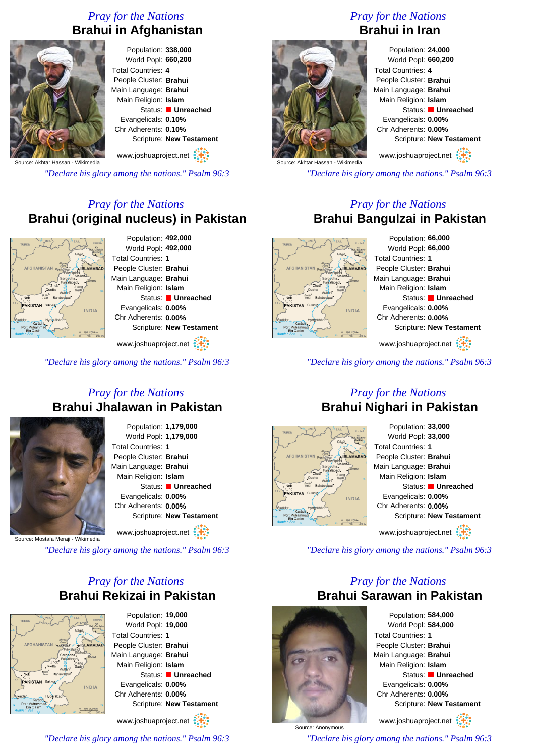*Pray for the Nations*

## Brahui in Afghanistan

Source: Akhtar Hassan - Wikimedia

Population: **338,000**
World Popl: **660,200**
Total Countries: **4**
People Cluster: **Brahui**
Main Language: **Brahui**
Main Religion: **Islam**
Status: **Unreached**
Evangelicals: **0.10%**
Chr Adherents: **0.10%**
Scripture: **New Testament**

www.joshuaproject.net

*"Declare his glory among the nations." Psalm 96:3*

*Pray for the Nations*

## Brahui in Iran

Source: Akhtar Hassan - Wikimedia

Population: **24,000**
World Popl: **660,200**
Total Countries: **4**
People Cluster: **Brahui**
Main Language: **Brahui**
Main Religion: **Islam**
Status: **Unreached**
Evangelicals: **0.00%**
Chr Adherents: **0.00%**
Scripture: **New Testament**

www.joshuaproject.net

*"Declare his glory among the nations." Psalm 96:3*

*Pray for the Nations*

## Brahui (original nucleus) in Pakistan

Population: **492,000**
World Popl: **492,000**
Total Countries: **1**
People Cluster: **Brahui**
Main Language: **Brahui**
Main Religion: **Islam**
Status: **Unreached**
Evangelicals: **0.00%**
Chr Adherents: **0.00%**
Scripture: **New Testament**

www.joshuaproject.net

*"Declare his glory among the nations." Psalm 96:3*

*Pray for the Nations*

## Brahui Bangulzai in Pakistan

Population: **66,000**
World Popl: **66,000**
Total Countries: **1**
People Cluster: **Brahui**
Main Language: **Brahui**
Main Religion: **Islam**
Status: **Unreached**
Evangelicals: **0.00%**
Chr Adherents: **0.00%**
Scripture: **New Testament**

www.joshuaproject.net

*"Declare his glory among the nations." Psalm 96:3*

*Pray for the Nations*

## Brahui Jhalawan in Pakistan

Source: Mostafa Meraji - Wikimedia

Population: **1,179,000**
World Popl: **1,179,000**
Total Countries: **1**
People Cluster: **Brahui**
Main Language: **Brahui**
Main Religion: **Islam**
Status: **Unreached**
Evangelicals: **0.00%**
Chr Adherents: **0.00%**
Scripture: **New Testament**

www.joshuaproject.net

*"Declare his glory among the nations." Psalm 96:3*

*Pray for the Nations*

## Brahui Nighari in Pakistan

Population: **33,000**
World Popl: **33,000**
Total Countries: **1**
People Cluster: **Brahui**
Main Language: **Brahui**
Main Religion: **Islam**
Status: **Unreached**
Evangelicals: **0.00%**
Chr Adherents: **0.00%**
Scripture: **New Testament**

www.joshuaproject.net

*"Declare his glory among the nations." Psalm 96:3*

*Pray for the Nations*

## Brahui Rekizai in Pakistan

Population: **19,000**
World Popl: **19,000**
Total Countries: **1**
People Cluster: **Brahui**
Main Language: **Brahui**
Main Religion: **Islam**
Status: **Unreached**
Evangelicals: **0.00%**
Chr Adherents: **0.00%**
Scripture: **New Testament**

www.joshuaproject.net

*"Declare his glory among the nations." Psalm 96:3*

*Pray for the Nations*

## Brahui Sarawan in Pakistan

Source: Anonymous

Population: **584,000**
World Popl: **584,000**
Total Countries: **1**
People Cluster: **Brahui**
Main Language: **Brahui**
Main Religion: **Islam**
Status: **Unreached**
Evangelicals: **0.00%**
Chr Adherents: **0.00%**
Scripture: **New Testament**

www.joshuaproject.net

*"Declare his glory among the nations." Psalm 96:3*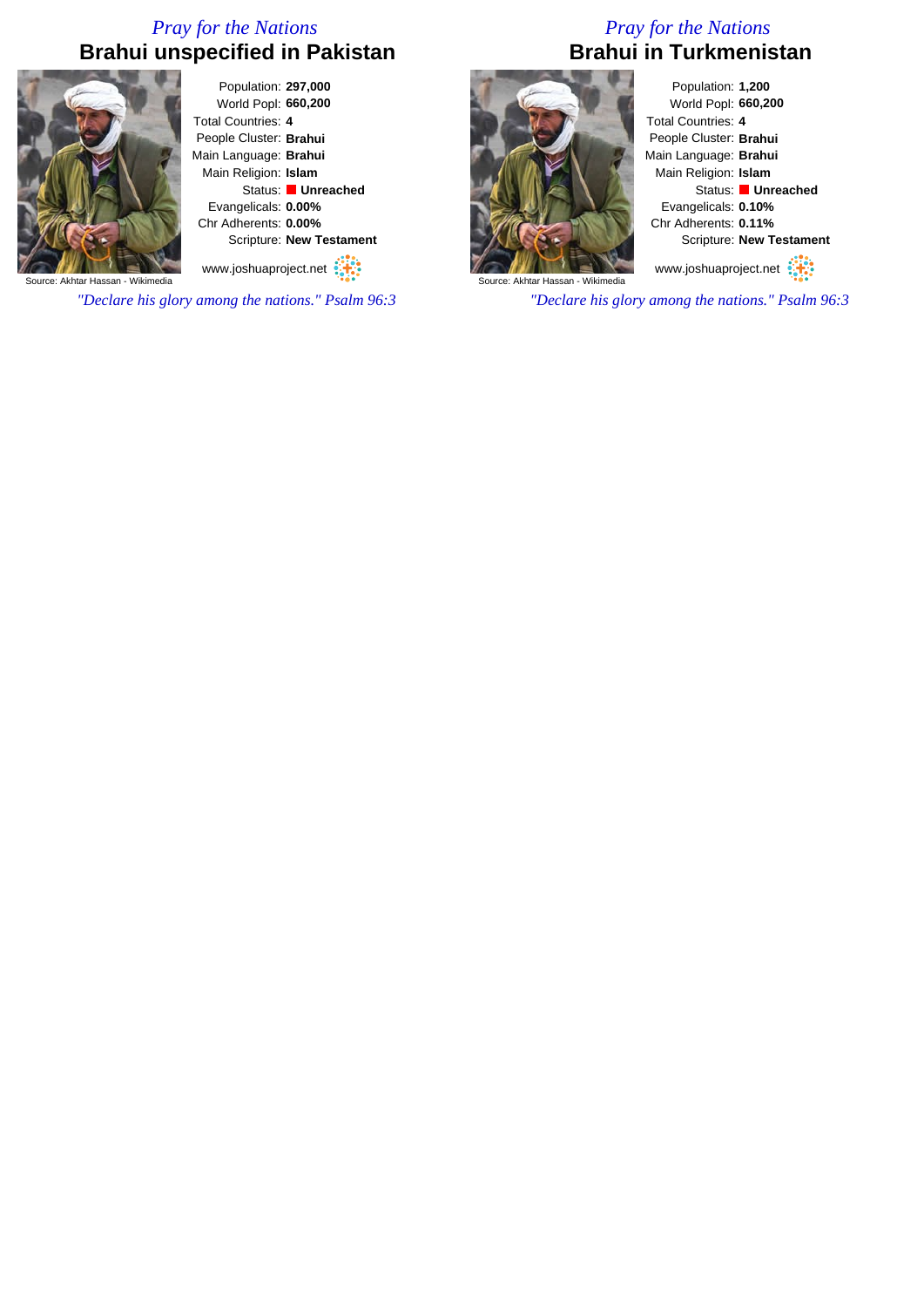*Pray for the Nations*

## Brahui unspecified in Pakistan

Population: **297,000**
World Popl: **660,200**
Total Countries: **4**
People Cluster: **Brahui**
Main Language: **Brahui**
Main Religion: **Islam**
Status: **Unreached**
Evangelicals: **0.00%**
Chr Adherents: **0.00%**
Scripture: **New Testament**

www.joshuaproject.net

Source: Akhtar Hassan - Wikimedia

*"Declare his glory among the nations." Psalm 96:3*

*Pray for the Nations*

## Brahui in Turkmenistan

Population: **1,200**
World Popl: **660,200**
Total Countries: **4**
People Cluster: **Brahui**
Main Language: **Brahui**
Main Religion: **Islam**
Status: **Unreached**
Evangelicals: **0.10%**
Chr Adherents: **0.11%**
Scripture: **New Testament**

www.joshuaproject.net

Source: Akhtar Hassan - Wikimedia

*"Declare his glory among the nations." Psalm 96:3*